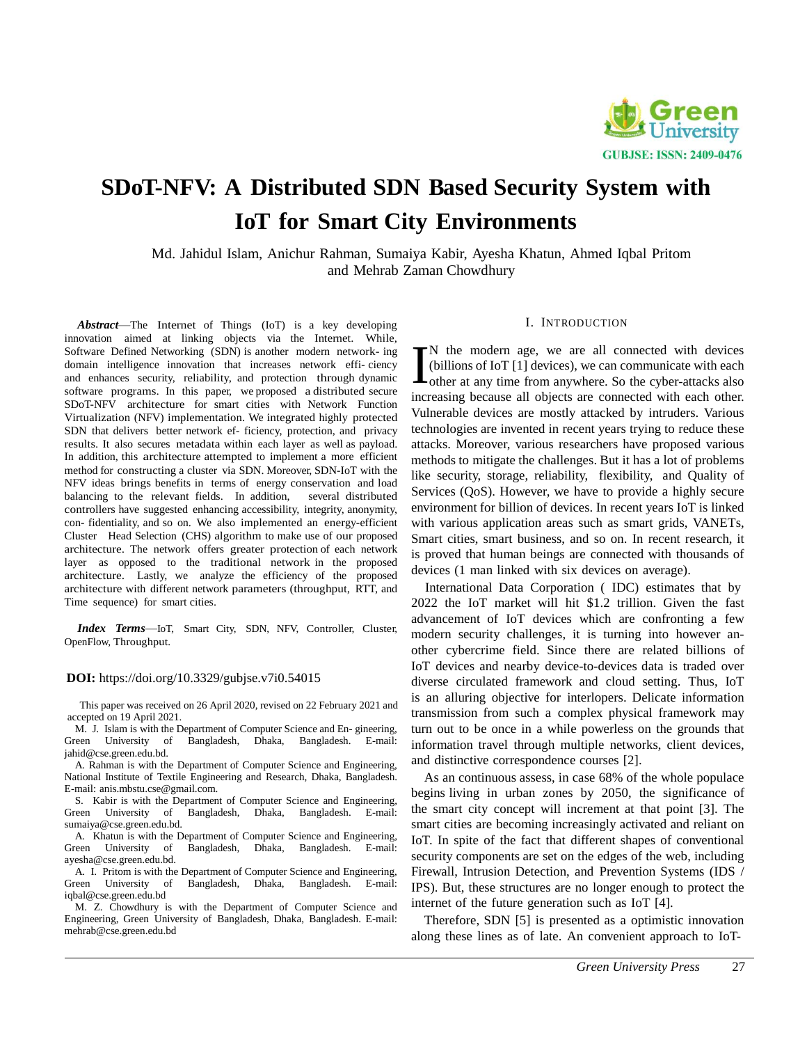# SDoT-NFV: A Distributed SDN Based Security System with IoT for Smart City Environments

Md. Jahidul Islam, Anichur Rahman, Sumaiya Kabir, Ayesha Khatun, Ahmed Iqbal Pritom and Mehrab Zaman Chowdhury

***Abstract*****—**The Internet of Things (IoT) is a key developing innovation aimed at linking objects via the Internet. While, Software Defined Networking (SDN) is another modern network- ing domain intelligence innovation that increases network effi- ciency and enhances security, reliability, and protection through dynamic software programs. In this paper, we proposed a distributed secure SDoT-NFV architecture for smart cities with Network Function Virtualization (NFV) implementation. We integrated highly protected SDN that delivers better network ef- ficiency, protection, and privacy results. It also secures metadata within each layer as well as payload. In addition, this architecture attempted to implement a more efficient method for constructing a cluster via SDN. Moreover, SDN-IoT with the NFV ideas brings benefits in terms of energy conservation and load balancing to the relevant fields. In addition, several distributed controllers have suggested enhancing accessibility, integrity, anonymity, con- fidentiality, and so on. We also implemented an energy-efficient Cluster Head Selection (CHS) algorithm to make use of our proposed architecture. The network offers greater protection of each network layer as opposed to the traditional network in the proposed architecture. Lastly, we analyze the efficiency of the proposed architecture with different network parameters (throughput, RTT, and Time sequence) for smart cities.

***Index Terms*****—**IoT, Smart City, SDN, NFV, Controller, Cluster, OpenFlow, Throughput.

**DOI:** https://doi.org/10.3329/gubjse.v7i0.54015

This paper was received on 26 April 2020, revised on 22 February 2021 and accepted on 19 April 2021.

M. J. Islam is with the Department of Computer Science and En- gineering, Green University of Bangladesh, Dhaka, Bangladesh. E-mail: jahid@cse.green.edu.bd.

A. Rahman is with the Department of Computer Science and Engineering, National Institute of Textile Engineering and Research, Dhaka, Bangladesh. E-mail: anis.mbstu.cse@gmail.com.

S. Kabir is with the Department of Computer Science and Engineering, Green University of Bangladesh, Dhaka, Bangladesh. E-mail: sumaiya@cse.green.edu.bd.

A. Khatun is with the Department of Computer Science and Engineering, Green University of Bangladesh, Dhaka, Bangladesh. E-mail: ayesha@cse.green.edu.bd.

A. I. Pritom is with the Department of Computer Science and Engineering, Green University of Bangladesh, Dhaka, Bangladesh. E-mail: iqbal@cse.green.edu.bd

M. Z. Chowdhury is with the Department of Computer Science and Engineering, Green University of Bangladesh, Dhaka, Bangladesh. E-mail: mehrab@cse.green.edu.bd

## I. Introduction

In the modern age, we are all connected with devices (billions of IoT [1] devices), we can communicate with each other at any time from anywhere. So the cyber-attacks also increasing because all objects are connected with each other. Vulnerable devices are mostly attacked by intruders. Various technologies are invented in recent years trying to reduce these attacks. Moreover, various researchers have proposed various methods to mitigate the challenges. But it has a lot of problems like security, storage, reliability, flexibility, and Quality of Services (QoS). However, we have to provide a highly secure environment for billion of devices. In recent years IoT is linked with various application areas such as smart grids, VANETs, Smart cities, smart business, and so on. In recent research, it is proved that human beings are connected with thousands of devices (1 man linked with six devices on average).

International Data Corporation ( IDC) estimates that by 2022 the IoT market will hit $1.2 trillion. Given the fast advancement of IoT devices which are confronting a few modern security challenges, it is turning into however an- other cybercrime field. Since there are related billions of IoT devices and nearby device-to-devices data is traded over diverse circulated framework and cloud setting. Thus, IoT is an alluring objective for interlopers. Delicate information transmission from such a complex physical framework may turn out to be once in a while powerless on the grounds that information travel through multiple networks, client devices, and distinctive correspondence courses [2].

As an continuous assess, in case 68% of the whole populace begins living in urban zones by 2050, the significance of the smart city concept will increment at that point [3]. The smart cities are becoming increasingly activated and reliant on IoT. In spite of the fact that different shapes of conventional security components are set on the edges of the web, including Firewall, Intrusion Detection, and Prevention Systems (IDS / IPS). But, these structures are no longer enough to protect the internet of the future generation such as IoT [4].

Therefore, SDN [5] is presented as a optimistic innovation along these lines as of late. An convenient approach to IoT-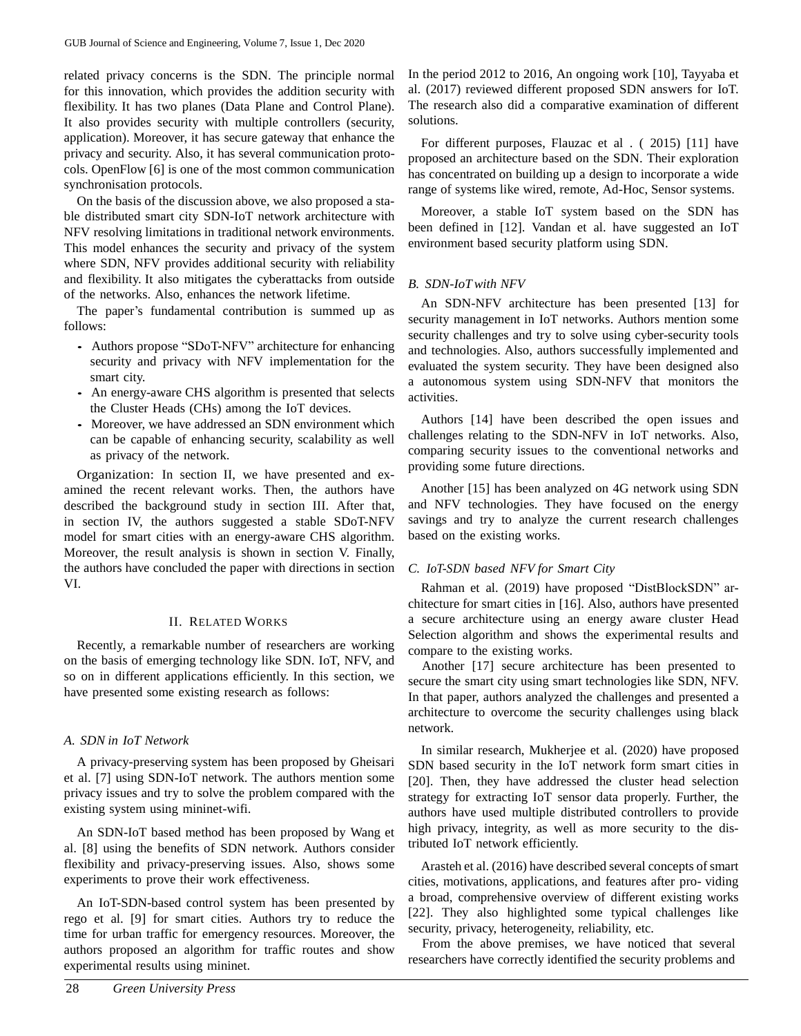related privacy concerns is the SDN. The principle normal for this innovation, which provides the addition security with flexibility. It has two planes (Data Plane and Control Plane). It also provides security with multiple controllers (security, application). Moreover, it has secure gateway that enhance the privacy and security. Also, it has several communication protocols. OpenFlow [6] is one of the most common communication synchronisation protocols.

On the basis of the discussion above, we also proposed a stable distributed smart city SDN-IoT network architecture with NFV resolving limitations in traditional network environments. This model enhances the security and privacy of the system where SDN, NFV provides additional security with reliability and flexibility. It also mitigates the cyberattacks from outside of the networks. Also, enhances the network lifetime.

The paper's fundamental contribution is summed up as follows:

- Authors propose "SDoT-NFV" architecture for enhancing security and privacy with NFV implementation for the smart city.
- An energy-aware CHS algorithm is presented that selects the Cluster Heads (CHs) among the IoT devices.
- Moreover, we have addressed an SDN environment which can be capable of enhancing security, scalability as well as privacy of the network.

Organization: In section II, we have presented and examined the recent relevant works. Then, the authors have described the background study in section III. After that, in section IV, the authors suggested a stable SDoT-NFV model for smart cities with an energy-aware CHS algorithm. Moreover, the result analysis is shown in section V. Finally, the authors have concluded the paper with directions in section VI.

## II. Related Works

Recently, a remarkable number of researchers are working on the basis of emerging technology like SDN. IoT, NFV, and so on in different applications efficiently. In this section, we have presented some existing research as follows:

### *A. SDN in IoT Network*

A privacy-preserving system has been proposed by Gheisari et al. [7] using SDN-IoT network. The authors mention some privacy issues and try to solve the problem compared with the existing system using mininet-wifi.

An SDN-IoT based method has been proposed by Wang et al. [8] using the benefits of SDN network. Authors consider flexibility and privacy-preserving issues. Also, shows some experiments to prove their work effectiveness.

An IoT-SDN-based control system has been presented by rego et al. [9] for smart cities. Authors try to reduce the time for urban traffic for emergency resources. Moreover, the authors proposed an algorithm for traffic routes and show experimental results using mininet.

In the period 2012 to 2016, An ongoing work [10], Tayyaba et al. (2017) reviewed different proposed SDN answers for IoT. The research also did a comparative examination of different solutions.

For different purposes, Flauzac et al . ( 2015) [11] have proposed an architecture based on the SDN. Their exploration has concentrated on building up a design to incorporate a wide range of systems like wired, remote, Ad-Hoc, Sensor systems.

Moreover, a stable IoT system based on the SDN has been defined in [12]. Vandan et al. have suggested an IoT environment based security platform using SDN.

### *B. SDN-IoT with NFV*

An SDN-NFV architecture has been presented [13] for security management in IoT networks. Authors mention some security challenges and try to solve using cyber-security tools and technologies. Also, authors successfully implemented and evaluated the system security. They have been designed also a autonomous system using SDN-NFV that monitors the activities.

Authors [14] have been described the open issues and challenges relating to the SDN-NFV in IoT networks. Also, comparing security issues to the conventional networks and providing some future directions.

Another [15] has been analyzed on 4G network using SDN and NFV technologies. They have focused on the energy savings and try to analyze the current research challenges based on the existing works.

### *C. IoT-SDN based NFV for Smart City*

Rahman et al. (2019) have proposed "DistBlockSDN" architecture for smart cities in [16]. Also, authors have presented a secure architecture using an energy aware cluster Head Selection algorithm and shows the experimental results and compare to the existing works.

Another [17] secure architecture has been presented to secure the smart city using smart technologies like SDN, NFV. In that paper, authors analyzed the challenges and presented a architecture to overcome the security challenges using black network.

In similar research, Mukherjee et al. (2020) have proposed SDN based security in the IoT network form smart cities in [20]. Then, they have addressed the cluster head selection strategy for extracting IoT sensor data properly. Further, the authors have used multiple distributed controllers to provide high privacy, integrity, as well as more security to the distributed IoT network efficiently.

Arasteh et al. (2016) have described several concepts of smart cities, motivations, applications, and features after pro- viding a broad, comprehensive overview of different existing works [22]. They also highlighted some typical challenges like security, privacy, heterogeneity, reliability, etc.

From the above premises, we have noticed that several researchers have correctly identified the security problems and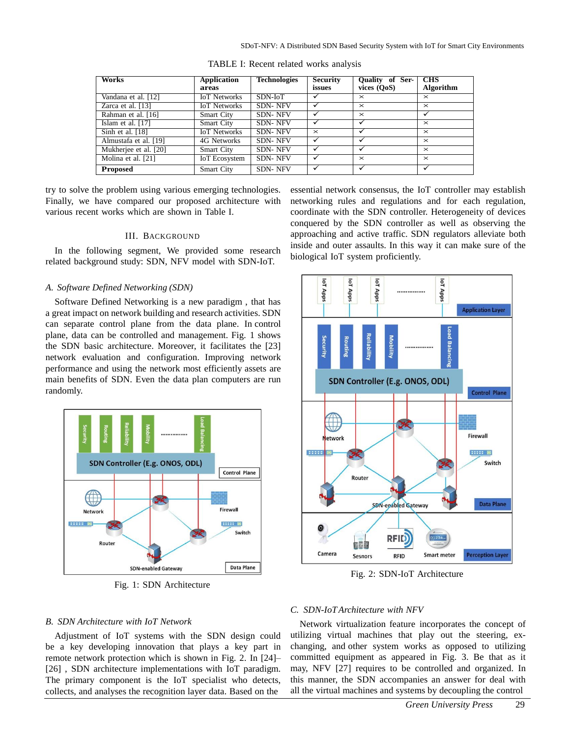TABLE I: Recent related works analysis

| Works | Application areas | Technologies | Security issues | Quality of Services (QoS) | CHS Algorithm |
|---|---|---|---|---|---|
| Vandana et al. [12] | IoT Networks | SDN-IoT | ✓ | × | × |
| Zarca et al. [13] | IoT Networks | SDN- NFV | ✓ | × | × |
| Rahman et al. [16] | Smart City | SDN- NFV | ✓ | × | ✓ |
| Islam et al. [17] | Smart City | SDN- NFV | ✓ | ✓ | × |
| Sinh et al. [18] | IoT Networks | SDN- NFV | × | ✓ | × |
| Almustafa et al. [19] | 4G Networks | SDN- NFV | ✓ | ✓ | × |
| Mukherjee et al. [20] | Smart City | SDN- NFV | ✓ | ✓ | × |
| Molina et al. [21] | IoT Ecosystem | SDN- NFV | ✓ | × | × |
| **Proposed** | Smart City | SDN- NFV | ✓ | ✓ | ✓ |

try to solve the problem using various emerging technologies. Finally, we have compared our proposed architecture with various recent works which are shown in Table I.

## III. Background

In the following segment, We provided some research related background study: SDN, NFV model with SDN-IoT.

### A. Software Defined Networking (SDN)

Software Defined Networking is a new paradigm , that has a great impact on network building and research activities. SDN can separate control plane from the data plane. In control plane, data can be controlled and management. Fig. 1 shows the SDN basic architecture. Moreover, it facilitates the [23] network evaluation and configuration. Improving network performance and using the network most efficiently assets are main benefits of SDN. Even the data plan computers are run randomly.

Fig. 1: SDN Architecture

### B. SDN Architecture with IoT Network

Adjustment of IoT systems with the SDN design could be a key developing innovation that plays a key part in remote network protection which is shown in Fig. 2. In [24]–[26] , SDN architecture implementations with IoT paradigm. The primary component is the IoT specialist who detects, collects, and analyses the recognition layer data. Based on the essential network consensus, the IoT controller may establish networking rules and regulations and for each regulation, coordinate with the SDN controller. Heterogeneity of devices conquered by the SDN controller as well as observing the approaching and active traffic. SDN regulators alleviate both inside and outer assaults. In this way it can make sure of the biological IoT system proficiently.

Fig. 2: SDN-IoT Architecture

### C. SDN-IoT Architecture with NFV

Network virtualization feature incorporates the concept of utilizing virtual machines that play out the steering, exchanging, and other system works as opposed to utilizing committed equipment as appeared in Fig. 3. Be that as it may, NFV [27] requires to be controlled and organized. In this manner, the SDN accompanies an answer for deal with all the virtual machines and systems by decoupling the control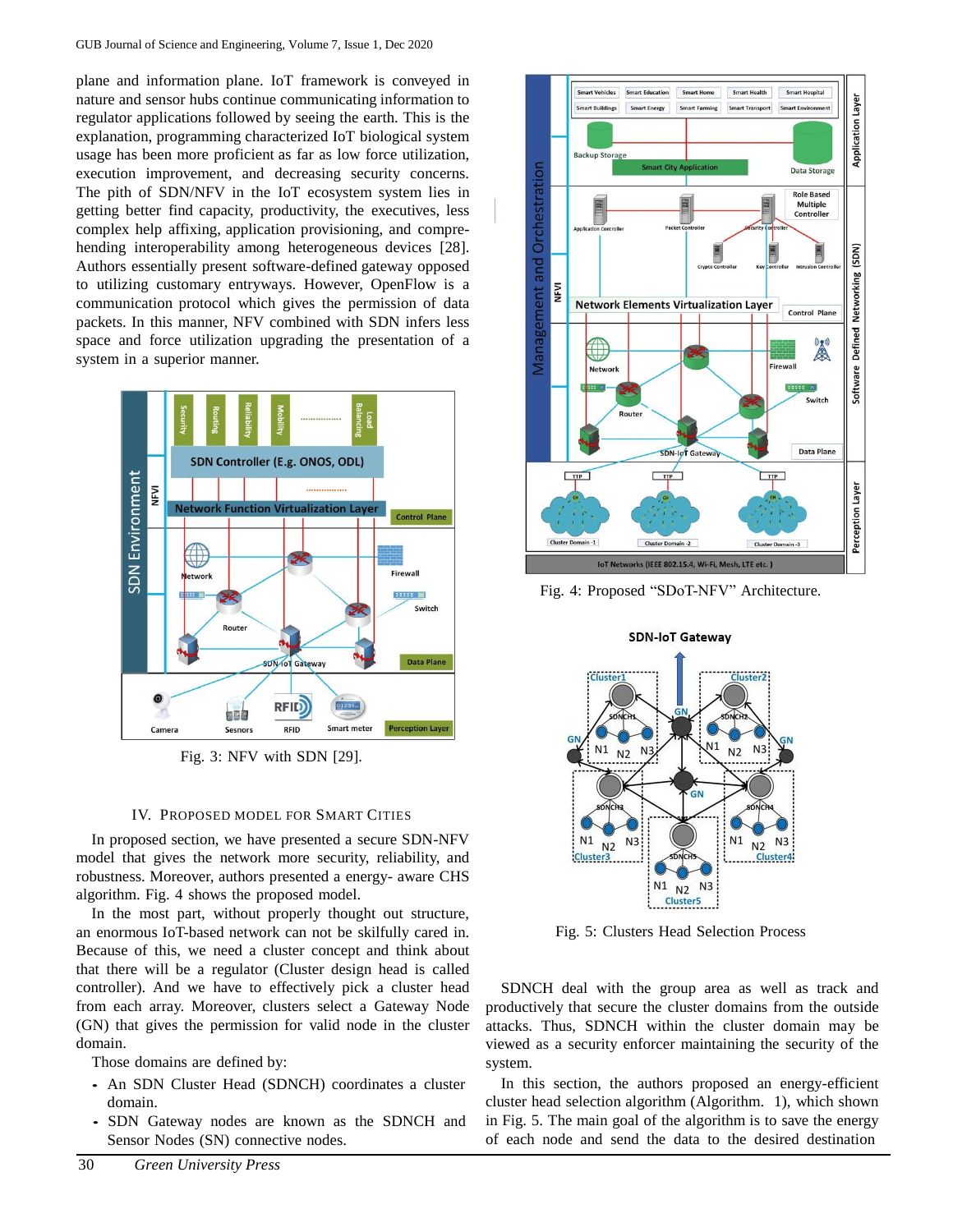plane and information plane. IoT framework is conveyed in nature and sensor hubs continue communicating information to regulator applications followed by seeing the earth. This is the explanation, programming characterized IoT biological system usage has been more proficient as far as low force utilization, execution improvement, and decreasing security concerns. The pith of SDN/NFV in the IoT ecosystem system lies in getting better find capacity, productivity, the executives, less complex help affixing, application provisioning, and comprehending interoperability among heterogeneous devices [28]. Authors essentially present software-defined gateway opposed to utilizing customary entryways. However, OpenFlow is a communication protocol which gives the permission of data packets. In this manner, NFV combined with SDN infers less space and force utilization upgrading the presentation of a system in a superior manner.

Fig. 3: NFV with SDN [29].

## IV. Proposed Model for Smart Cities

In proposed section, we have presented a secure SDN-NFV model that gives the network more security, reliability, and robustness. Moreover, authors presented a energy- aware CHS algorithm. Fig. 4 shows the proposed model.

In the most part, without properly thought out structure, an enormous IoT-based network can not be skilfully cared in. Because of this, we need a cluster concept and think about that there will be a regulator (Cluster design head is called controller). And we have to effectively pick a cluster head from each array. Moreover, clusters select a Gateway Node (GN) that gives the permission for valid node in the cluster domain.

Those domains are defined by:

- An SDN Cluster Head (SDNCH) coordinates a cluster domain.
- SDN Gateway nodes are known as the SDNCH and Sensor Nodes (SN) connective nodes.

Fig. 4: Proposed "SDoT-NFV" Architecture.

Fig. 5: Clusters Head Selection Process

SDNCH deal with the group area as well as track and productively that secure the cluster domains from the outside attacks. Thus, SDNCH within the cluster domain may be viewed as a security enforcer maintaining the security of the system.

In this section, the authors proposed an energy-efficient cluster head selection algorithm (Algorithm. 1), which shown in Fig. 5. The main goal of the algorithm is to save the energy of each node and send the data to the desired destination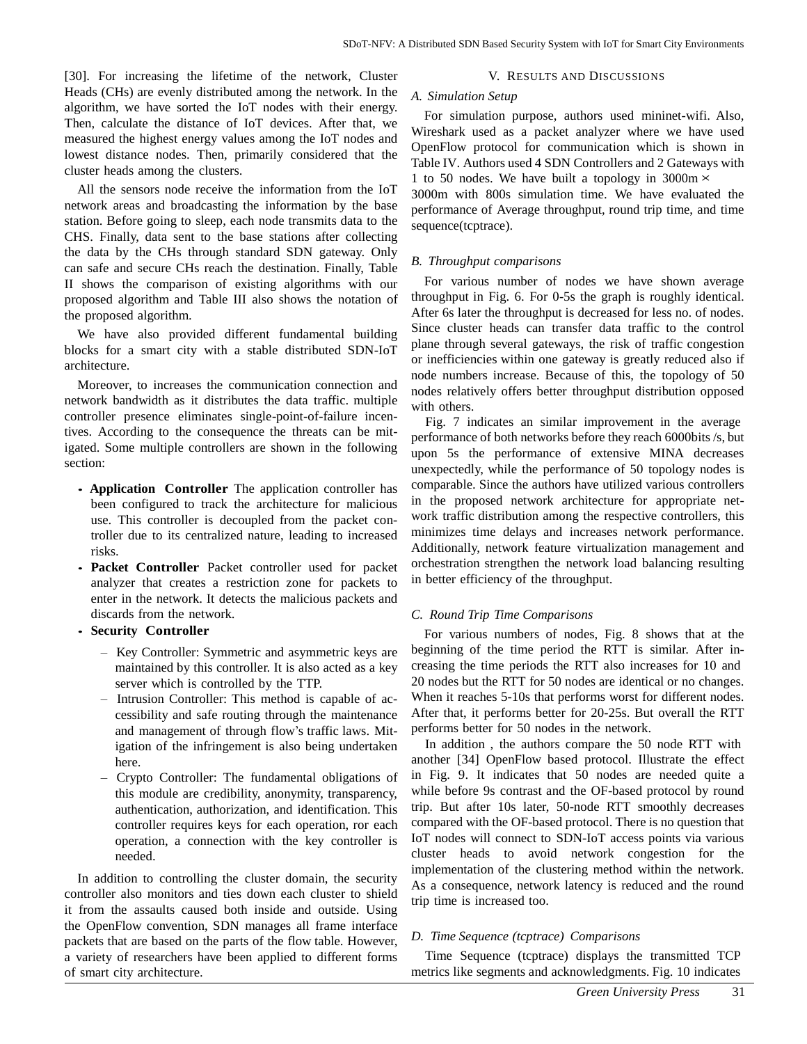[30]. For increasing the lifetime of the network, Cluster Heads (CHs) are evenly distributed among the network. In the algorithm, we have sorted the IoT nodes with their energy. Then, calculate the distance of IoT devices. After that, we measured the highest energy values among the IoT nodes and lowest distance nodes. Then, primarily considered that the cluster heads among the clusters.

All the sensors node receive the information from the IoT network areas and broadcasting the information by the base station. Before going to sleep, each node transmits data to the CHS. Finally, data sent to the base stations after collecting the data by the CHs through standard SDN gateway. Only can safe and secure CHs reach the destination. Finally, Table II shows the comparison of existing algorithms with our proposed algorithm and Table III also shows the notation of the proposed algorithm.

We have also provided different fundamental building blocks for a smart city with a stable distributed SDN-IoT architecture.

Moreover, to increases the communication connection and network bandwidth as it distributes the data traffic. multiple controller presence eliminates single-point-of-failure incentives. According to the consequence the threats can be mitigated. Some multiple controllers are shown in the following section:

- **Application Controller** The application controller has been configured to track the architecture for malicious use. This controller is decoupled from the packet controller due to its centralized nature, leading to increased risks.
- **Packet Controller** Packet controller used for packet analyzer that creates a restriction zone for packets to enter in the network. It detects the malicious packets and discards from the network.
- **Security Controller**
  - Key Controller: Symmetric and asymmetric keys are maintained by this controller. It is also acted as a key server which is controlled by the TTP.
  - Intrusion Controller: This method is capable of accessibility and safe routing through the maintenance and management of through flow's traffic laws. Mitigation of the infringement is also being undertaken here.
  - Crypto Controller: The fundamental obligations of this module are credibility, anonymity, transparency, authentication, authorization, and identification. This controller requires keys for each operation, ror each operation, a connection with the key controller is needed.

In addition to controlling the cluster domain, the security controller also monitors and ties down each cluster to shield it from the assaults caused both inside and outside. Using the OpenFlow convention, SDN manages all frame interface packets that are based on the parts of the flow table. However, a variety of researchers have been applied to different forms of smart city architecture.

## V. Results and Discussions

### A. Simulation Setup

For simulation purpose, authors used mininet-wifi. Also, Wireshark used as a packet analyzer where we have used OpenFlow protocol for communication which is shown in Table IV. Authors used 4 SDN Controllers and 2 Gateways with 1 to 50 nodes. We have built a topology in $3000\text{m} \times 3000\text{m}$ with 800s simulation time. We have evaluated the performance of Average throughput, round trip time, and time sequence(tcptrace).

### B. Throughput comparisons

For various number of nodes we have shown average throughput in Fig. 6. For 0-5s the graph is roughly identical. After 6s later the throughput is decreased for less no. of nodes. Since cluster heads can transfer data traffic to the control plane through several gateways, the risk of traffic congestion or inefficiencies within one gateway is greatly reduced also if node numbers increase. Because of this, the topology of 50 nodes relatively offers better throughput distribution opposed with others.

Fig. 7 indicates an similar improvement in the average performance of both networks before they reach 6000bits /s, but upon 5s the performance of extensive MINA decreases unexpectedly, while the performance of 50 topology nodes is comparable. Since the authors have utilized various controllers in the proposed network architecture for appropriate network traffic distribution among the respective controllers, this minimizes time delays and increases network performance. Additionally, network feature virtualization management and orchestration strengthen the network load balancing resulting in better efficiency of the throughput.

### C. Round Trip Time Comparisons

For various numbers of nodes, Fig. 8 shows that at the beginning of the time period the RTT is similar. After increasing the time periods the RTT also increases for 10 and 20 nodes but the RTT for 50 nodes are identical or no changes. When it reaches 5-10s that performs worst for different nodes. After that, it performs better for 20-25s. But overall the RTT performs better for 50 nodes in the network.

In addition , the authors compare the 50 node RTT with another [34] OpenFlow based protocol. Illustrate the effect in Fig. 9. It indicates that 50 nodes are needed quite a while before 9s contrast and the OF-based protocol by round trip. But after 10s later, 50-node RTT smoothly decreases compared with the OF-based protocol. There is no question that IoT nodes will connect to SDN-IoT access points via various cluster heads to avoid network congestion for the implementation of the clustering method within the network. As a consequence, network latency is reduced and the round trip time is increased too.

### D. Time Sequence (tcptrace) Comparisons

Time Sequence (tcptrace) displays the transmitted TCP metrics like segments and acknowledgments. Fig. 10 indicates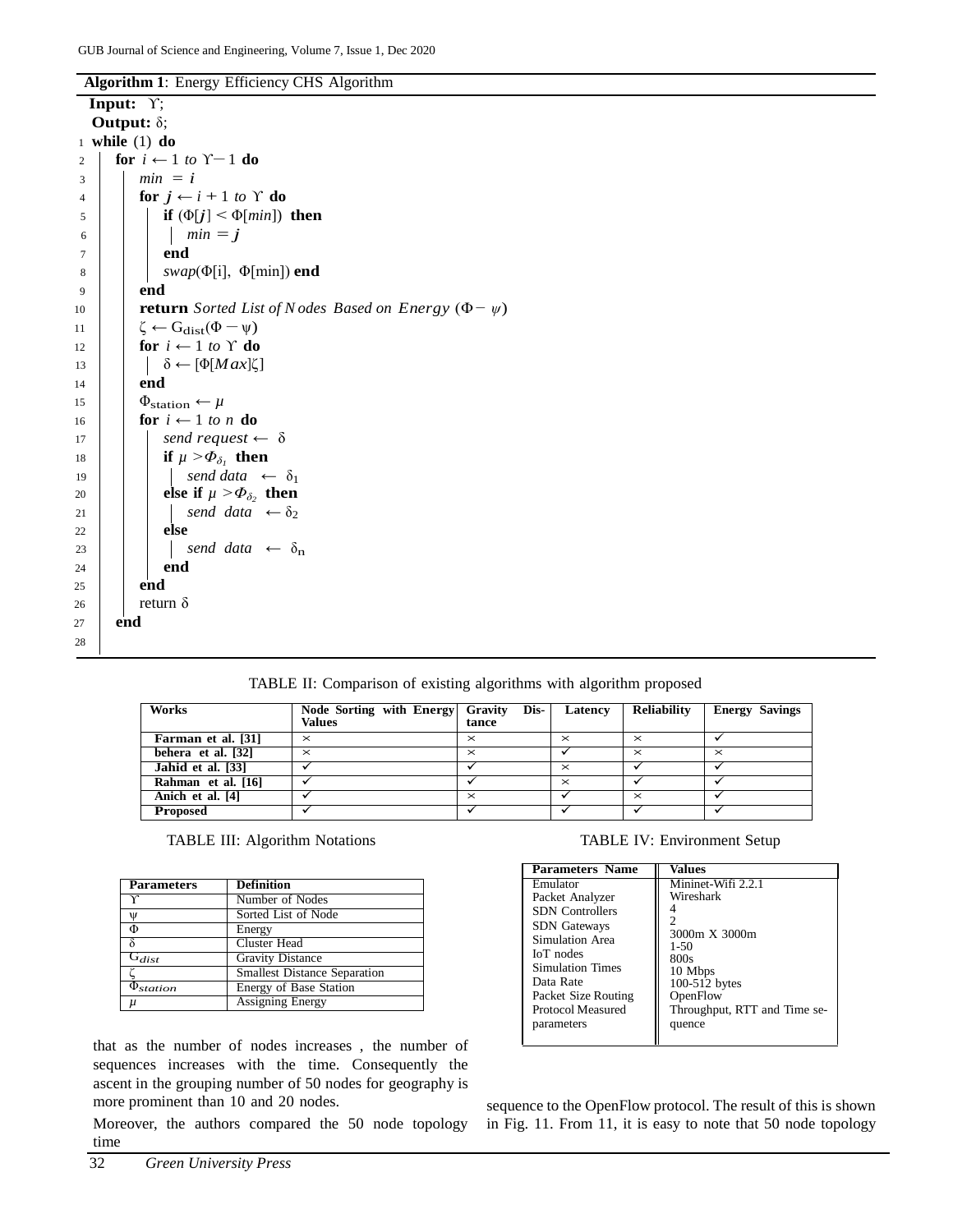**Algorithm 1**: Energy Efficiency CHS Algorithm

```
  Input: ϒ;
  Output: δ;
1  while (1) do
2    for i ← 1 to ϒ−1 do
3      min = i
4      for j ← i + 1 to ϒ do
5        if (Φ[j] < Φ[min]) then
6          min = j
7        end
8        swap(Φ[i], Φ[min]) end
9      end
10     return Sorted List of Nodes Based on Energy (Φ − ψ)
11     ζ ← G_dist(Φ − ψ)
12     for i ← 1 to ϒ do
13       δ ← [Φ[Max]ζ]
14     end
15     Φ_station ← μ
16     for i ← 1 to n do
17       send request ← δ
18       if μ > Φ_δ1 then
19         send data ← δ1
20       else if μ > Φ_δ2 then
21         send data ← δ2
22       else
23         send data ← δn
24       end
25     end
26     return δ
27   end
28
```

TABLE II: Comparison of existing algorithms with algorithm proposed

| Works | Node Sorting with Energy Values | Gravity Distance | Latency | Reliability | Energy Savings |
|---|---|---|---|---|---|
| Farman et al. [31] | × | × | × | × | ✓ |
| behera et al. [32] | × | × | ✓ | × | × |
| Jahid et al. [33] | ✓ | ✓ | × | ✓ | ✓ |
| Rahman et al. [16] | ✓ | ✓ | × | ✓ | ✓ |
| Anich et al. [4] | ✓ | × | ✓ | × | ✓ |
| Proposed | ✓ | ✓ | ✓ | ✓ | ✓ |

TABLE III: Algorithm Notations

| Parameters | Definition |
|---|---|
| $\Upsilon$ | Number of Nodes |
| $\psi$ | Sorted List of Node |
| $\Phi$ | Energy |
| $\delta$ | Cluster Head |
| $G_{dist}$ | Gravity Distance |
| $\zeta$ | Smallest Distance Separation |
| $\Phi_{station}$ | Energy of Base Station |
| $\mu$ | Assigning Energy |

TABLE IV: Environment Setup

| Parameters Name | Values |
|---|---|
| Emulator | Mininet-Wifi 2.2.1 |
| Packet Analyzer | Wireshark |
| SDN Controllers | 4 |
| SDN Gateways | 2 |
| Simulation Area | 3000m X 3000m |
| IoT nodes | 1-50 |
| Simulation Times | 800s |
| Data Rate | 10 Mbps |
| Packet Size Routing | 100-512 bytes |
| Protocol Measured | OpenFlow |
| parameters | Throughput, RTT and Time sequence |

that as the number of nodes increases , the number of sequences increases with the time. Consequently the ascent in the grouping number of 50 nodes for geography is more prominent than 10 and 20 nodes.

Moreover, the authors compared the 50 node topology time sequence to the OpenFlow protocol. The result of this is shown in Fig. 11. From 11, it is easy to note that 50 node topology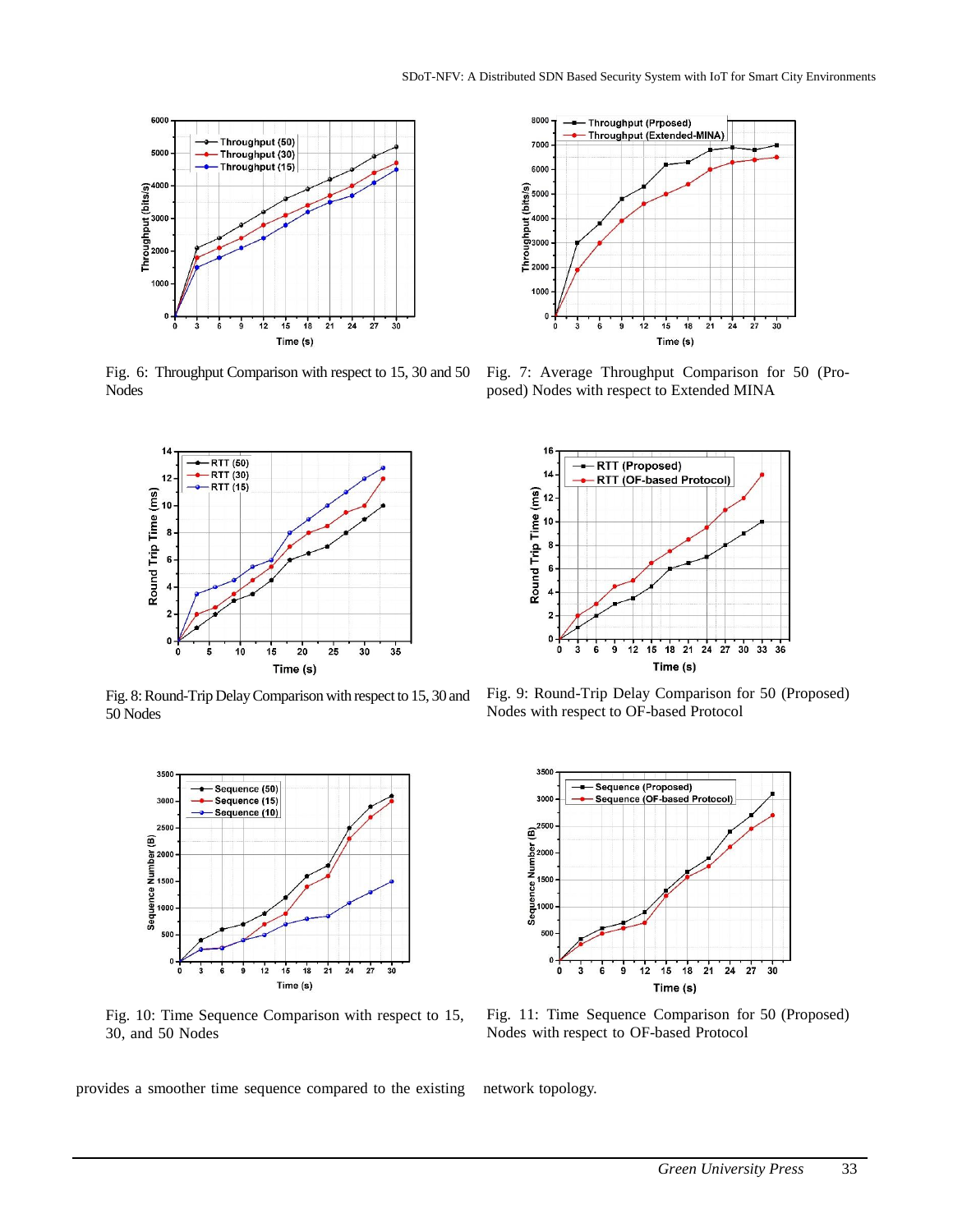Fig. 6: Throughput Comparison with respect to 15, 30 and 50 Nodes

Fig. 7: Average Throughput Comparison for 50 (Proposed) Nodes with respect to Extended MINA

Fig. 8: Round-Trip Delay Comparison with respect to 15, 30 and 50 Nodes

Fig. 9: Round-Trip Delay Comparison for 50 (Proposed) Nodes with respect to OF-based Protocol

Fig. 10: Time Sequence Comparison with respect to 15, 30, and 50 Nodes

Fig. 11: Time Sequence Comparison for 50 (Proposed) Nodes with respect to OF-based Protocol

provides a smoother time sequence compared to the existing network topology.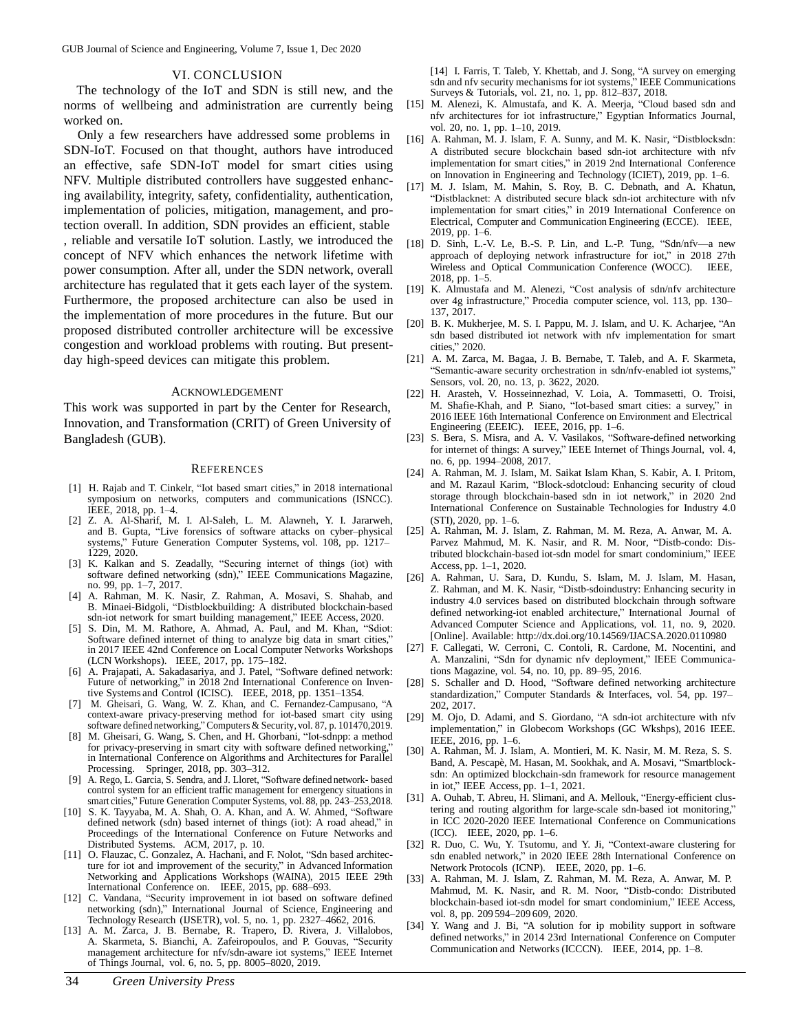## VI. CONCLUSION

The technology of the IoT and SDN is still new, and the norms of wellbeing and administration are currently being worked on.

Only a few researchers have addressed some problems in SDN-IoT. Focused on that thought, authors have introduced an effective, safe SDN-IoT model for smart cities using NFV. Multiple distributed controllers have suggested enhancing availability, integrity, safety, confidentiality, authentication, implementation of policies, mitigation, management, and protection overall. In addition, SDN provides an efficient, stable , reliable and versatile IoT solution. Lastly, we introduced the concept of NFV which enhances the network lifetime with power consumption. After all, under the SDN network, overall architecture has regulated that it gets each layer of the system. Furthermore, the proposed architecture can also be used in the implementation of more procedures in the future. But our proposed distributed controller architecture will be excessive congestion and workload problems with routing. But present-day high-speed devices can mitigate this problem.

## ACKNOWLEDGEMENT

This work was supported in part by the Center for Research, Innovation, and Transformation (CRIT) of Green University of Bangladesh (GUB).

## REFERENCES

[1] H. Rajab and T. Cinkelr, "Iot based smart cities," in 2018 international symposium on networks, computers and communications (ISNCC). IEEE, 2018, pp. 1–4.

[2] Z. A. Al-Sharif, M. I. Al-Saleh, L. M. Alawneh, Y. I. Jararweh, and B. Gupta, "Live forensics of software attacks on cyber–physical systems," Future Generation Computer Systems, vol. 108, pp. 1217–1229, 2020.

[3] K. Kalkan and S. Zeadally, "Securing internet of things (iot) with software defined networking (sdn)," IEEE Communications Magazine, no. 99, pp. 1–7, 2017.

[4] A. Rahman, M. K. Nasir, Z. Rahman, A. Mosavi, S. Shahab, and B. Minaei-Bidgoli, "Distblockbuilding: A distributed blockchain-based sdn-iot network for smart building management," IEEE Access, 2020.

[5] S. Din, M. M. Rathore, A. Ahmad, A. Paul, and M. Khan, "Sdiot: Software defined internet of thing to analyze big data in smart cities," in 2017 IEEE 42nd Conference on Local Computer Networks Workshops (LCN Workshops). IEEE, 2017, pp. 175–182.

[6] A. Prajapati, A. Sakadasariya, and J. Patel, "Software defined network: Future of networking," in 2018 2nd International Conference on Inventive Systems and Control (ICISC). IEEE, 2018, pp. 1351–1354.

[7] M. Gheisari, G. Wang, W. Z. Khan, and C. Fernandez-Campusano, "A context-aware privacy-preserving method for iot-based smart city using software defined networking," Computers & Security, vol. 87, p. 101470,2019.

[8] M. Gheisari, G. Wang, S. Chen, and H. Ghorbani, "Iot-sdnpp: a method for privacy-preserving in smart city with software defined networking," in International Conference on Algorithms and Architectures for Parallel Processing. Springer, 2018, pp. 303–312.

[9] A. Rego, L. Garcia, S. Sendra, and J. Lloret, "Software defined network- based control system for an efficient traffic management for emergency situations in smart cities," Future Generation Computer Systems, vol. 88, pp. 243–253,2018.

[10] S. K. Tayyaba, M. A. Shah, O. A. Khan, and A. W. Ahmed, "Software defined network (sdn) based internet of things (iot): A road ahead," in Proceedings of the International Conference on Future Networks and Distributed Systems. ACM, 2017, p. 10.

[11] O. Flauzac, C. Gonzalez, A. Hachani, and F. Nolot, "Sdn based architecture for iot and improvement of the security," in Advanced Information Networking and Applications Workshops (WAINA), 2015 IEEE 29th International Conference on. IEEE, 2015, pp. 688–693.

[12] C. Vandana, "Security improvement in iot based on software defined networking (sdn)," International Journal of Science, Engineering and Technology Research (IJSETR), vol. 5, no. 1, pp. 2327–4662, 2016.

[13] A. M. Zarca, J. B. Bernabe, R. Trapero, D. Rivera, J. Villalobos, A. Skarmeta, S. Bianchi, A. Zafeiropoulos, and P. Gouvas, "Security management architecture for nfv/sdn-aware iot systems," IEEE Internet of Things Journal, vol. 6, no. 5, pp. 8005–8020, 2019.

[14] I. Farris, T. Taleb, Y. Khettab, and J. Song, "A survey on emerging sdn and nfv security mechanisms for iot systems," IEEE Communications Surveys & Tutorials, vol. 21, no. 1, pp. 812–837, 2018.

[15] M. Alenezi, K. Almustafa, and K. A. Meerja, "Cloud based sdn and nfv architectures for iot infrastructure," Egyptian Informatics Journal, vol. 20, no. 1, pp. 1–10, 2019.

[16] A. Rahman, M. J. Islam, F. A. Sunny, and M. K. Nasir, "Distblocksdn: A distributed secure blockchain based sdn-iot architecture with nfv implementation for smart cities," in 2019 2nd International Conference on Innovation in Engineering and Technology (ICIET), 2019, pp. 1–6.

[17] M. J. Islam, M. Mahin, S. Roy, B. C. Debnath, and A. Khatun, "Distblacknet: A distributed secure black sdn-iot architecture with nfv implementation for smart cities," in 2019 International Conference on Electrical, Computer and Communication Engineering (ECCE). IEEE, 2019, pp. 1–6.

[18] D. Sinh, L.-V. Le, B.-S. P. Lin, and L.-P. Tung, "Sdn/nfv—a new approach of deploying network infrastructure for iot," in 2018 27th Wireless and Optical Communication Conference (WOCC). IEEE, 2018, pp. 1–5.

[19] K. Almustafa and M. Alenezi, "Cost analysis of sdn/nfv architecture over 4g infrastructure," Procedia computer science, vol. 113, pp. 130–137, 2017.

[20] B. K. Mukherjee, M. S. I. Pappu, M. J. Islam, and U. K. Acharjee, "An sdn based distributed iot network with nfv implementation for smart cities," 2020.

[21] A. M. Zarca, M. Bagaa, J. B. Bernabe, T. Taleb, and A. F. Skarmeta, "Semantic-aware security orchestration in sdn/nfv-enabled iot systems," Sensors, vol. 20, no. 13, p. 3622, 2020.

[22] H. Arasteh, V. Hosseinnezhad, V. Loia, A. Tommasetti, O. Troisi, M. Shafie-Khah, and P. Siano, "Iot-based smart cities: a survey," in 2016 IEEE 16th International Conference on Environment and Electrical Engineering (EEEIC). IEEE, 2016, pp. 1–6.

[23] S. Bera, S. Misra, and A. V. Vasilakos, "Software-defined networking for internet of things: A survey," IEEE Internet of Things Journal, vol. 4, no. 6, pp. 1994–2008, 2017.

[24] A. Rahman, M. J. Islam, M. Saikat Islam Khan, S. Kabir, A. I. Pritom, and M. Razaul Karim, "Block-sdotcloud: Enhancing security of cloud storage through blockchain-based sdn in iot network," in 2020 2nd International Conference on Sustainable Technologies for Industry 4.0 (STI), 2020, pp. 1–6.

[25] A. Rahman, M. J. Islam, Z. Rahman, M. M. Reza, A. Anwar, M. A. Parvez Mahmud, M. K. Nasir, and R. M. Noor, "Distb-condo: Distributed blockchain-based iot-sdn model for smart condominium," IEEE Access, pp. 1–1, 2020.

[26] A. Rahman, U. Sara, D. Kundu, S. Islam, M. J. Islam, M. Hasan, Z. Rahman, and M. K. Nasir, "Distb-sdoindustry: Enhancing security in industry 4.0 services based on distributed blockchain through software defined networking-iot enabled architecture," International Journal of Advanced Computer Science and Applications, vol. 11, no. 9, 2020. [Online]. Available: http://dx.doi.org/10.14569/IJACSA.2020.0110980

[27] F. Callegati, W. Cerroni, C. Contoli, R. Cardone, M. Nocentini, and A. Manzalini, "Sdn for dynamic nfv deployment," IEEE Communications Magazine, vol. 54, no. 10, pp. 89–95, 2016.

[28] S. Schaller and D. Hood, "Software defined networking architecture standardization," Computer Standards & Interfaces, vol. 54, pp. 197–202, 2017.

[29] M. Ojo, D. Adami, and S. Giordano, "A sdn-iot architecture with nfv implementation," in Globecom Workshops (GC Wkshps), 2016 IEEE. IEEE, 2016, pp. 1–6.

[30] A. Rahman, M. J. Islam, A. Montieri, M. K. Nasir, M. M. Reza, S. S. Band, A. Pescapè, M. Hasan, M. Sookhak, and A. Mosavi, "Smartblock-sdn: An optimized blockchain-sdn framework for resource management in iot," IEEE Access, pp. 1–1, 2021.

[31] A. Ouhab, T. Abreu, H. Slimani, and A. Mellouk, "Energy-efficient clustering and routing algorithm for large-scale sdn-based iot monitoring," in ICC 2020-2020 IEEE International Conference on Communications (ICC). IEEE, 2020, pp. 1–6.

[32] R. Duo, C. Wu, Y. Tsutomu, and Y. Ji, "Context-aware clustering for sdn enabled network," in 2020 IEEE 28th International Conference on Network Protocols (ICNP). IEEE, 2020, pp. 1–6.

[33] A. Rahman, M. J. Islam, Z. Rahman, M. M. Reza, A. Anwar, M. P. Mahmud, M. K. Nasir, and R. M. Noor, "Distb-condo: Distributed blockchain-based iot-sdn model for smart condominium," IEEE Access, vol. 8, pp. 209 594–209 609, 2020.

[34] Y. Wang and J. Bi, "A solution for ip mobility support in software defined networks," in 2014 23rd International Conference on Computer Communication and Networks (ICCCN). IEEE, 2014, pp. 1–8.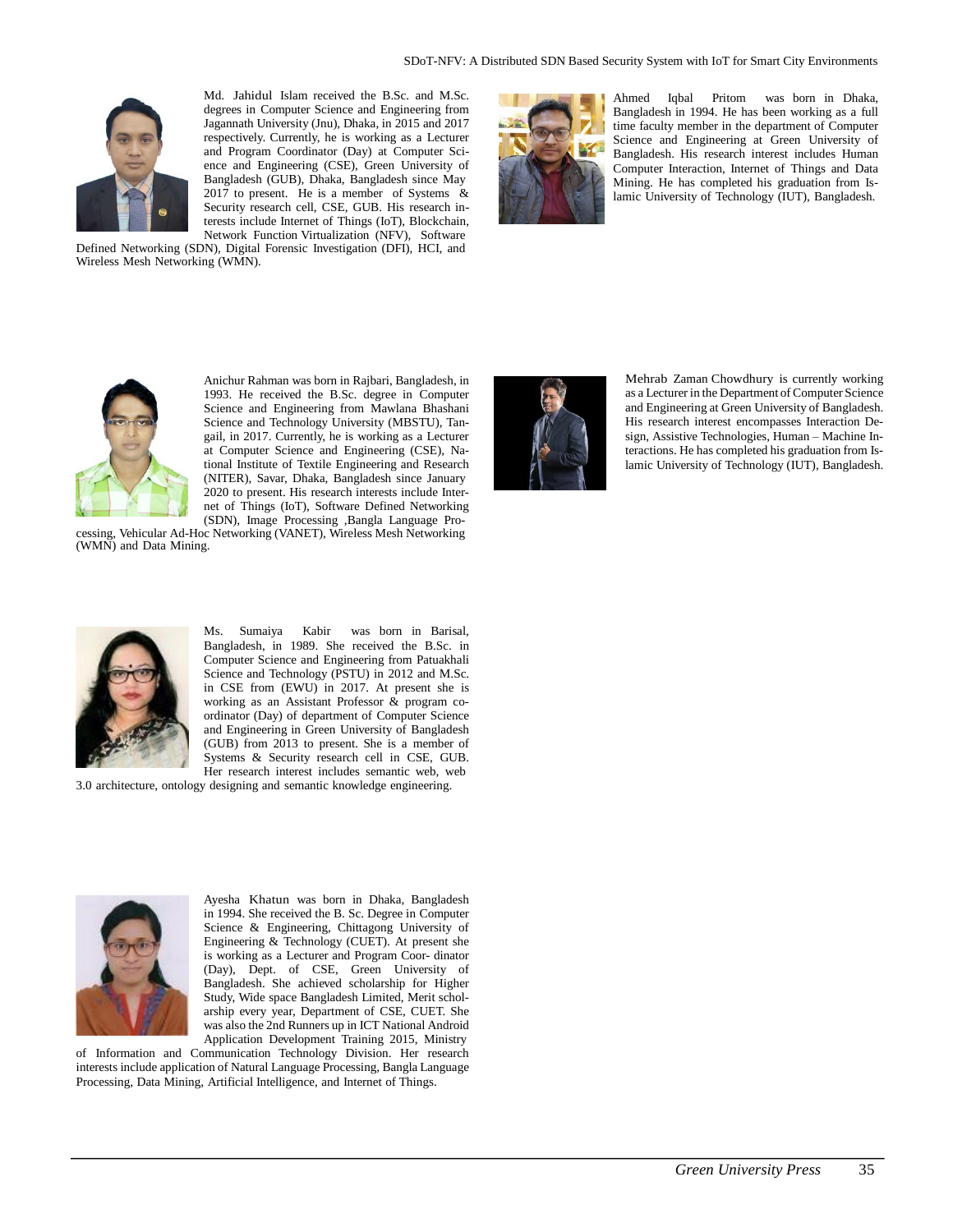Md. Jahidul Islam received the B.Sc. and M.Sc. degrees in Computer Science and Engineering from Jagannath University (Jnu), Dhaka, in 2015 and 2017 respectively. Currently, he is working as a Lecturer and Program Coordinator (Day) at Computer Science and Engineering (CSE), Green University of Bangladesh (GUB), Dhaka, Bangladesh since May 2017 to present. He is a member of Systems & Security research cell, CSE, GUB. His research interests include Internet of Things (IoT), Blockchain, Network Function Virtualization (NFV), Software Defined Networking (SDN), Digital Forensic Investigation (DFI), HCI, and Wireless Mesh Networking (WMN).

Anichur Rahman was born in Rajbari, Bangladesh, in 1993. He received the B.Sc. degree in Computer Science and Engineering from Mawlana Bhashani Science and Technology University (MBSTU), Tangail, in 2017. Currently, he is working as a Lecturer at Computer Science and Engineering (CSE), National Institute of Textile Engineering and Research (NITER), Savar, Dhaka, Bangladesh since January 2020 to present. His research interests include Internet of Things (IoT), Software Defined Networking (SDN), Image Processing ,Bangla Language Processing, Vehicular Ad-Hoc Networking (VANET), Wireless Mesh Networking (WMN) and Data Mining.

Ms. Sumaiya Kabir was born in Barisal, Bangladesh, in 1989. She received the B.Sc. in Computer Science and Engineering from Patuakhali Science and Technology (PSTU) in 2012 and M.Sc. in CSE from (EWU) in 2017. At present she is working as an Assistant Professor & program coordinator (Day) of department of Computer Science and Engineering in Green University of Bangladesh (GUB) from 2013 to present. She is a member of Systems & Security research cell in CSE, GUB. Her research interest includes semantic web, web 3.0 architecture, ontology designing and semantic knowledge engineering.

Ayesha Khatun was born in Dhaka, Bangladesh in 1994. She received the B. Sc. Degree in Computer Science & Engineering, Chittagong University of Engineering & Technology (CUET). At present she is working as a Lecturer and Program Coor- dinator (Day), Dept. of CSE, Green University of Bangladesh. She achieved scholarship for Higher Study, Wide space Bangladesh Limited, Merit scholarship every year, Department of CSE, CUET. She was also the 2nd Runners up in ICT National Android Application Development Training 2015, Ministry of Information and Communication Technology Division. Her research interests include application of Natural Language Processing, Bangla Language Processing, Data Mining, Artificial Intelligence, and Internet of Things.

Ahmed Iqbal Pritom was born in Dhaka, Bangladesh in 1994. He has been working as a full time faculty member in the department of Computer Science and Engineering at Green University of Bangladesh. His research interest includes Human Computer Interaction, Internet of Things and Data Mining. He has completed his graduation from Islamic University of Technology (IUT), Bangladesh.

Mehrab Zaman Chowdhury is currently working as a Lecturer in the Department of Computer Science and Engineering at Green University of Bangladesh. His research interest encompasses Interaction Design, Assistive Technologies, Human – Machine Interactions. He has completed his graduation from Islamic University of Technology (IUT), Bangladesh.